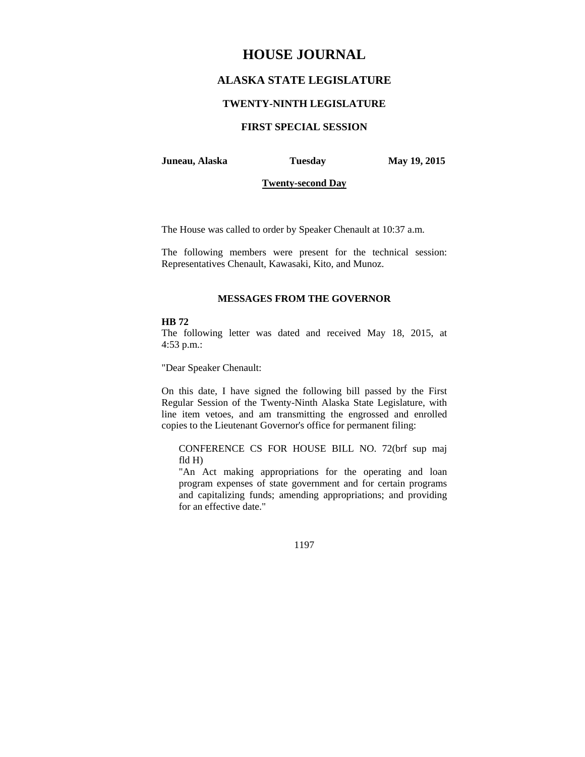# HOUSE JOURNAL

## ALASKA STATE LEGISLATURE

### TWENTY-NINTH LEGISLATURE

### FIRST SPECIAL SESSION

**Juneau, Alaska** **Tuesday** **May 19, 2015**

**Twenty-second Day**

The House was called to order by Speaker Chenault at 10:37 a.m.

The following members were present for the technical session: Representatives Chenault, Kawasaki, Kito, and Munoz.

**MESSAGES FROM THE GOVERNOR**

**HB 72**

The following letter was dated and received May 18, 2015, at 4:53 p.m.:

"Dear Speaker Chenault:

On this date, I have signed the following bill passed by the First Regular Session of the Twenty-Ninth Alaska State Legislature, with line item vetoes, and am transmitting the engrossed and enrolled copies to the Lieutenant Governor's office for permanent filing:

> CONFERENCE CS FOR HOUSE BILL NO. 72(brf sup maj fld H)
> "An Act making appropriations for the operating and loan program expenses of state government and for certain programs and capitalizing funds; amending appropriations; and providing for an effective date."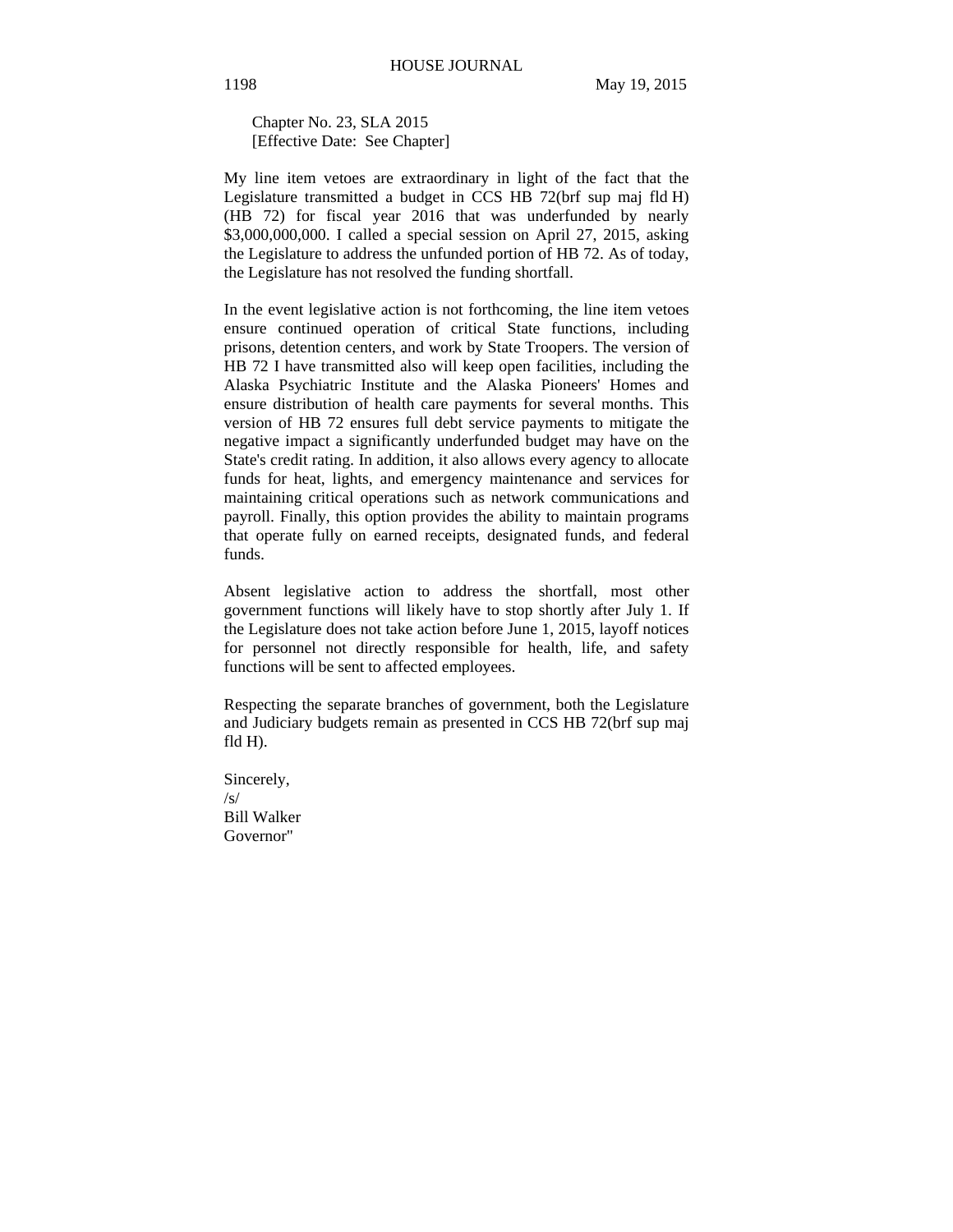Chapter No. 23, SLA 2015
[Effective Date: See Chapter]

My line item vetoes are extraordinary in light of the fact that the Legislature transmitted a budget in CCS HB 72(brf sup maj fld H) (HB 72) for fiscal year 2016 that was underfunded by nearly $3,000,000,000. I called a special session on April 27, 2015, asking the Legislature to address the unfunded portion of HB 72. As of today, the Legislature has not resolved the funding shortfall.

In the event legislative action is not forthcoming, the line item vetoes ensure continued operation of critical State functions, including prisons, detention centers, and work by State Troopers. The version of HB 72 I have transmitted also will keep open facilities, including the Alaska Psychiatric Institute and the Alaska Pioneers' Homes and ensure distribution of health care payments for several months. This version of HB 72 ensures full debt service payments to mitigate the negative impact a significantly underfunded budget may have on the State's credit rating. In addition, it also allows every agency to allocate funds for heat, lights, and emergency maintenance and services for maintaining critical operations such as network communications and payroll. Finally, this option provides the ability to maintain programs that operate fully on earned receipts, designated funds, and federal funds.

Absent legislative action to address the shortfall, most other government functions will likely have to stop shortly after July 1. If the Legislature does not take action before June 1, 2015, layoff notices for personnel not directly responsible for health, life, and safety functions will be sent to affected employees.

Respecting the separate branches of government, both the Legislature and Judiciary budgets remain as presented in CCS HB 72(brf sup maj fld H).

Sincerely,
/s/
Bill Walker
Governor"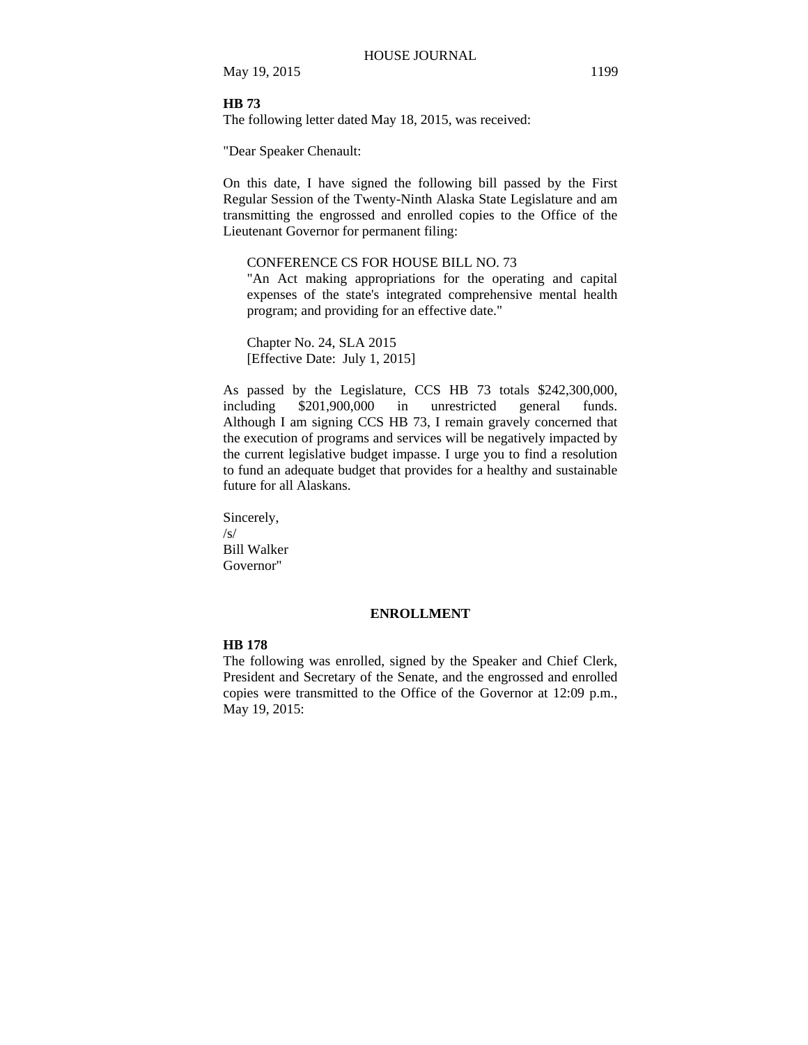**HB 73**

The following letter dated May 18, 2015, was received:

"Dear Speaker Chenault:

On this date, I have signed the following bill passed by the First Regular Session of the Twenty-Ninth Alaska State Legislature and am transmitting the engrossed and enrolled copies to the Office of the Lieutenant Governor for permanent filing:

> CONFERENCE CS FOR HOUSE BILL NO. 73
> "An Act making appropriations for the operating and capital expenses of the state's integrated comprehensive mental health program; and providing for an effective date."
>
> Chapter No. 24, SLA 2015
> [Effective Date: July 1, 2015]

As passed by the Legislature, CCS HB 73 totals $242,300,000, including $201,900,000 in unrestricted general funds. Although I am signing CCS HB 73, I remain gravely concerned that the execution of programs and services will be negatively impacted by the current legislative budget impasse. I urge you to find a resolution to fund an adequate budget that provides for a healthy and sustainable future for all Alaskans.

Sincerely,
/s/
Bill Walker
Governor"

## ENROLLMENT

**HB 178**

The following was enrolled, signed by the Speaker and Chief Clerk, President and Secretary of the Senate, and the engrossed and enrolled copies were transmitted to the Office of the Governor at 12:09 p.m., May 19, 2015: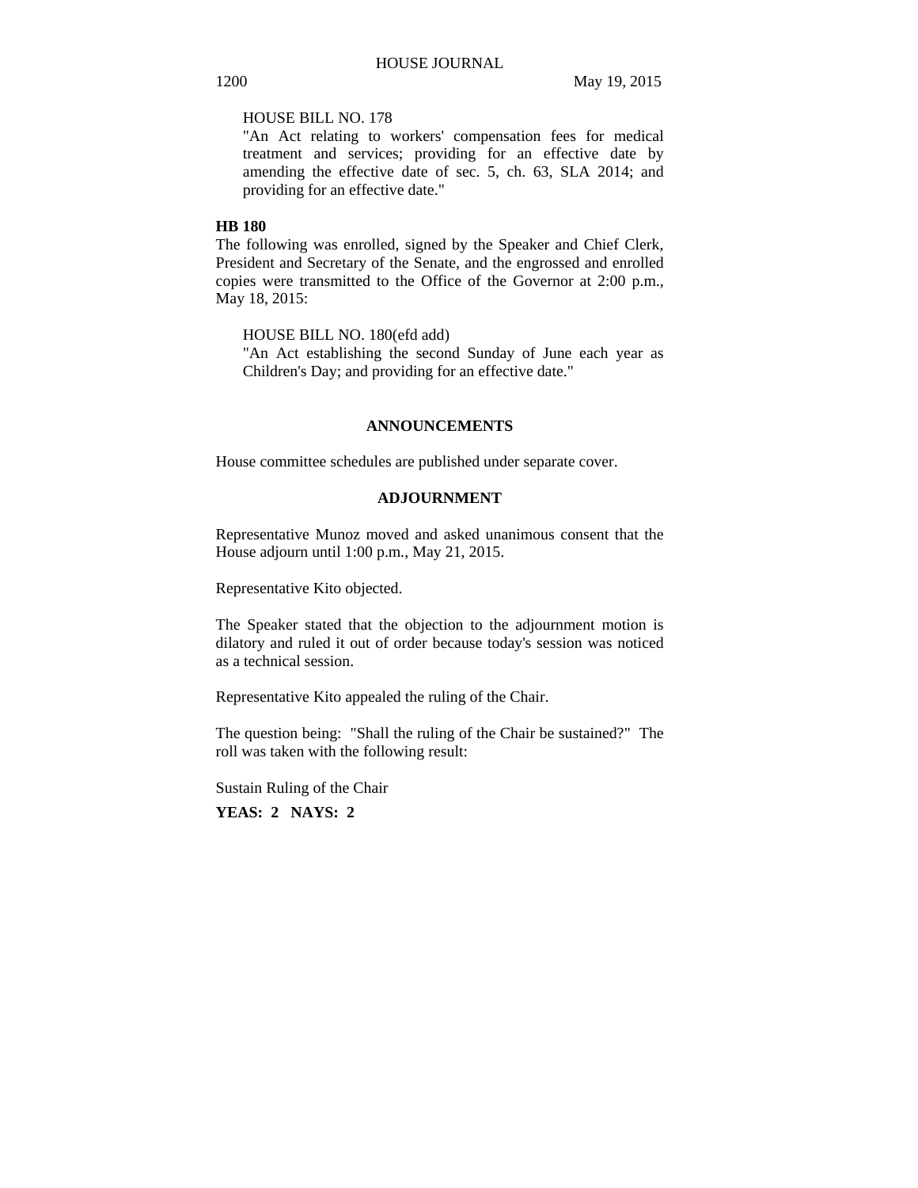HOUSE BILL NO. 178
"An Act relating to workers' compensation fees for medical treatment and services; providing for an effective date by amending the effective date of sec. 5, ch. 63, SLA 2014; and providing for an effective date."

**HB 180**

The following was enrolled, signed by the Speaker and Chief Clerk, President and Secretary of the Senate, and the engrossed and enrolled copies were transmitted to the Office of the Governor at 2:00 p.m., May 18, 2015:

HOUSE BILL NO. 180(efd add)
"An Act establishing the second Sunday of June each year as Children's Day; and providing for an effective date."

## ANNOUNCEMENTS

House committee schedules are published under separate cover.

## ADJOURNMENT

Representative Munoz moved and asked unanimous consent that the House adjourn until 1:00 p.m., May 21, 2015.

Representative Kito objected.

The Speaker stated that the objection to the adjournment motion is dilatory and ruled it out of order because today's session was noticed as a technical session.

Representative Kito appealed the ruling of the Chair.

The question being: "Shall the ruling of the Chair be sustained?" The roll was taken with the following result:

Sustain Ruling of the Chair

**YEAS: 2 NAYS: 2**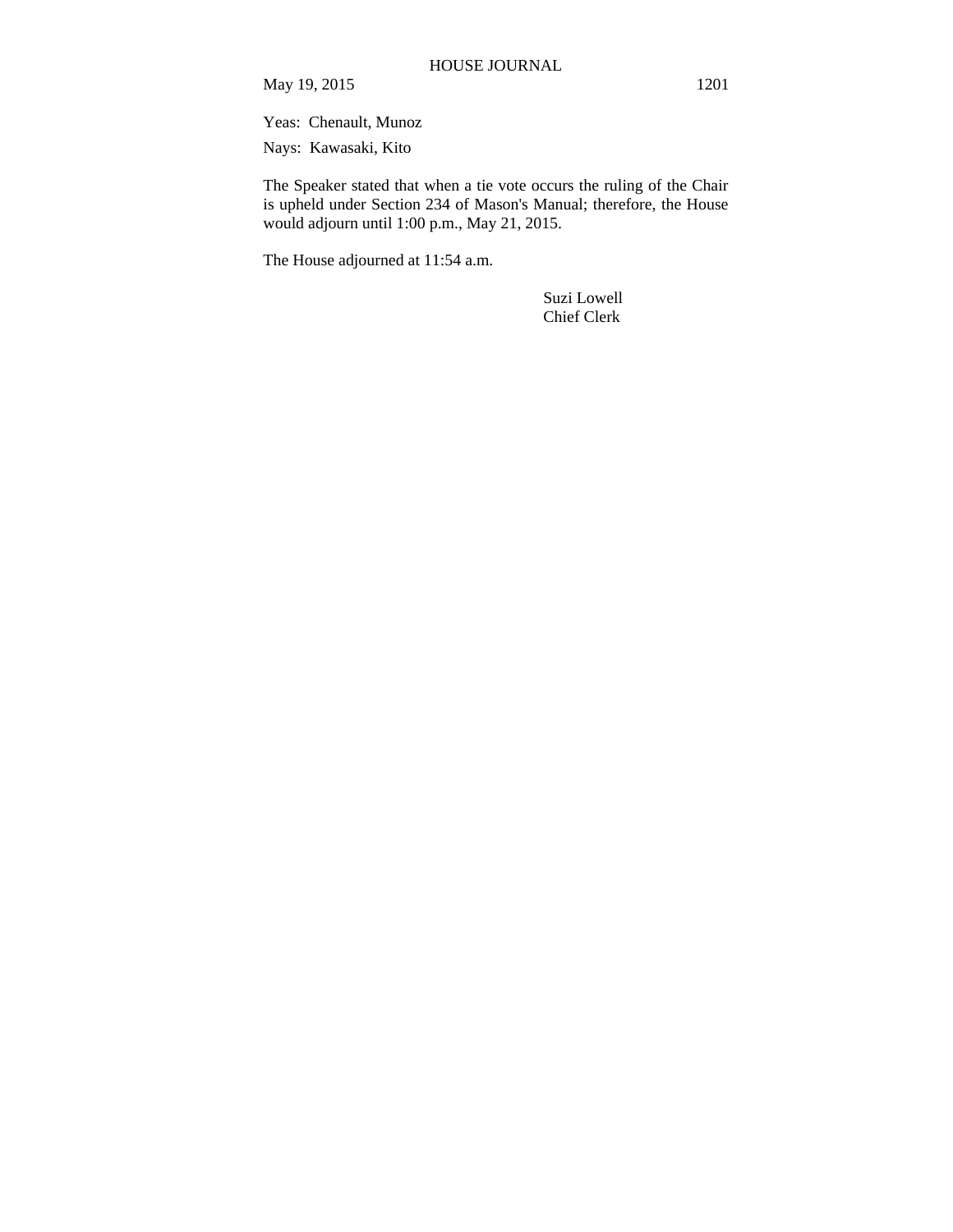Yeas: Chenault, Munoz

Nays: Kawasaki, Kito

The Speaker stated that when a tie vote occurs the ruling of the Chair is upheld under Section 234 of Mason's Manual; therefore, the House would adjourn until 1:00 p.m., May 21, 2015.

The House adjourned at 11:54 a.m.

Suzi Lowell
Chief Clerk